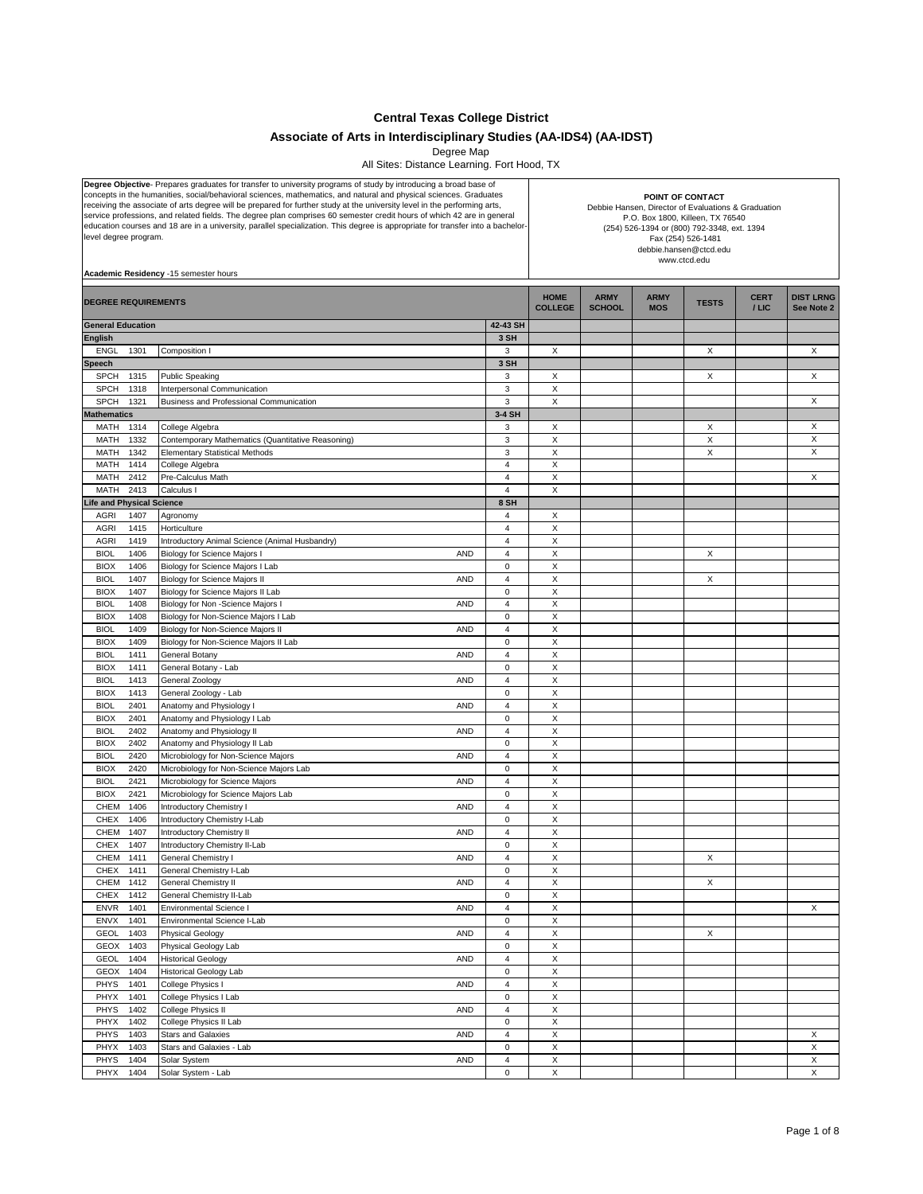# Central Texas College District

## Associate of Arts in Interdisciplinary Studies (AA-IDS4) (AA-IDST)

Degree Map

All Sites: Distance Learning. Fort Hood, TX

**Degree Objective**- Prepares graduates for transfer to university programs of study by introducing a broad base of concepts in the humanities, social/behavioral sciences, mathematics, and natural and physical sciences. Graduates receiving the associate of arts degree will be prepared for further study at the university level in the performing arts, service professions, and related fields. The degree plan comprises 60 semester credit hours of which 42 are in general education courses and 18 are in a university, parallel specialization. This degree is appropriate for transfer into a bachelor-level degree program.

**Academic Residency** -15 semester hours

**POINT OF CONTACT**
Debbie Hansen, Director of Evaluations & Graduation
P.O. Box 1800, Killeen, TX 76540
(254) 526-1394 or (800) 792-3348, ext. 1394
Fax (254) 526-1481
debbie.hansen@ctcd.edu
www.ctcd.edu

| DEGREE REQUIREMENTS | | | | | HOME COLLEGE | ARMY SCHOOL | ARMY MOS | TESTS | CERT / LIC | DIST LRNG See Note 2 |
|---|---|---|---|---|---|---|---|---|---|---|
| **General Education** | | | | 42-43 SH | | | | | | |
| **English** | | | | 3 SH | | | | | | |
| ENGL | 1301 | Composition I | | 3 | X | | | X | | X |
| **Speech** | | | | 3 SH | | | | | | |
| SPCH | 1315 | Public Speaking | | 3 | X | | | X | | X |
| SPCH | 1318 | Interpersonal Communication | | 3 | X | | | | | |
| SPCH | 1321 | Business and Professional Communication | | 3 | X | | | | | X |
| **Mathematics** | | | | 3-4 SH | | | | | | |
| MATH | 1314 | College Algebra | | 3 | X | | | X | | X |
| MATH | 1332 | Contemporary Mathematics (Quantitative Reasoning) | | 3 | X | | | X | | X |
| MATH | 1342 | Elementary Statistical Methods | | 3 | X | | | X | | X |
| MATH | 1414 | College Algebra | | 4 | X | | | | | |
| MATH | 2412 | Pre-Calculus Math | | 4 | X | | | | | X |
| MATH | 2413 | Calculus I | | 4 | X | | | | | |
| **Life and Physical Science** | | | | 8 SH | | | | | | |
| AGRI | 1407 | Agronomy | | 4 | X | | | | | |
| AGRI | 1415 | Horticulture | | 4 | X | | | | | |
| AGRI | 1419 | Introductory Animal Science (Animal Husbandry) | | 4 | X | | | | | |
| BIOL | 1406 | Biology for Science Majors I | AND | 4 | X | | | X | | |
| BIOX | 1406 | Biology for Science Majors I Lab | | 0 | X | | | | | |
| BIOL | 1407 | Biology for Science Majors II | AND | 4 | X | | | X | | |
| BIOX | 1407 | Biology for Science Majors II Lab | | 0 | X | | | | | |
| BIOL | 1408 | Biology for Non -Science Majors I | AND | 4 | X | | | | | |
| BIOX | 1408 | Biology for Non-Science Majors I Lab | | 0 | X | | | | | |
| BIOL | 1409 | Biology for Non-Science Majors II | AND | 4 | X | | | | | |
| BIOX | 1409 | Biology for Non-Science Majors II Lab | | 0 | X | | | | | |
| BIOL | 1411 | General Botany | AND | 4 | X | | | | | |
| BIOX | 1411 | General Botany - Lab | | 0 | X | | | | | |
| BIOL | 1413 | General Zoology | AND | 4 | X | | | | | |
| BIOX | 1413 | General Zoology - Lab | | 0 | X | | | | | |
| BIOL | 2401 | Anatomy and Physiology I | AND | 4 | X | | | | | |
| BIOX | 2401 | Anatomy and Physiology I Lab | | 0 | X | | | | | |
| BIOL | 2402 | Anatomy and Physiology II | AND | 4 | X | | | | | |
| BIOX | 2402 | Anatomy and Physiology II Lab | | 0 | X | | | | | |
| BIOL | 2420 | Microbiology for Non-Science Majors | AND | 4 | X | | | | | |
| BIOX | 2420 | Microbiology for Non-Science Majors Lab | | 0 | X | | | | | |
| BIOL | 2421 | Microbiology for Science Majors | AND | 4 | X | | | | | |
| BIOX | 2421 | Microbiology for Science Majors Lab | | 0 | X | | | | | |
| CHEM | 1406 | Introductory Chemistry I | AND | 4 | X | | | | | |
| CHEX | 1406 | Introductory Chemistry I-Lab | | 0 | X | | | | | |
| CHEM | 1407 | Introductory Chemistry II | AND | 4 | X | | | | | |
| CHEX | 1407 | Introductory Chemistry II-Lab | | 0 | X | | | | | |
| CHEM | 1411 | General Chemistry I | AND | 4 | X | | | X | | |
| CHEX | 1411 | General Chemistry I-Lab | | 0 | X | | | | | |
| CHEM | 1412 | General Chemistry II | AND | 4 | X | | | X | | |
| CHEX | 1412 | General Chemistry II-Lab | | 0 | X | | | | | |
| ENVR | 1401 | Environmental Science I | AND | 4 | X | | | | | X |
| ENVX | 1401 | Environmental Science I-Lab | | 0 | X | | | | | |
| GEOL | 1403 | Physical Geology | AND | 4 | X | | | X | | |
| GEOX | 1403 | Physical Geology Lab | | 0 | X | | | | | |
| GEOL | 1404 | Historical Geology | AND | 4 | X | | | | | |
| GEOX | 1404 | Historical Geology Lab | | 0 | X | | | | | |
| PHYS | 1401 | College Physics I | AND | 4 | X | | | | | |
| PHYX | 1401 | College Physics I Lab | | 0 | X | | | | | |
| PHYS | 1402 | College Physics II | AND | 4 | X | | | | | |
| PHYX | 1402 | College Physics II Lab | | 0 | X | | | | | |
| PHYS | 1403 | Stars and Galaxies | AND | 4 | X | | | | | X |
| PHYX | 1403 | Stars and Galaxies - Lab | | 0 | X | | | | | X |
| PHYS | 1404 | Solar System | AND | 4 | X | | | | | X |
| PHYX | 1404 | Solar System - Lab | | 0 | X | | | | | X |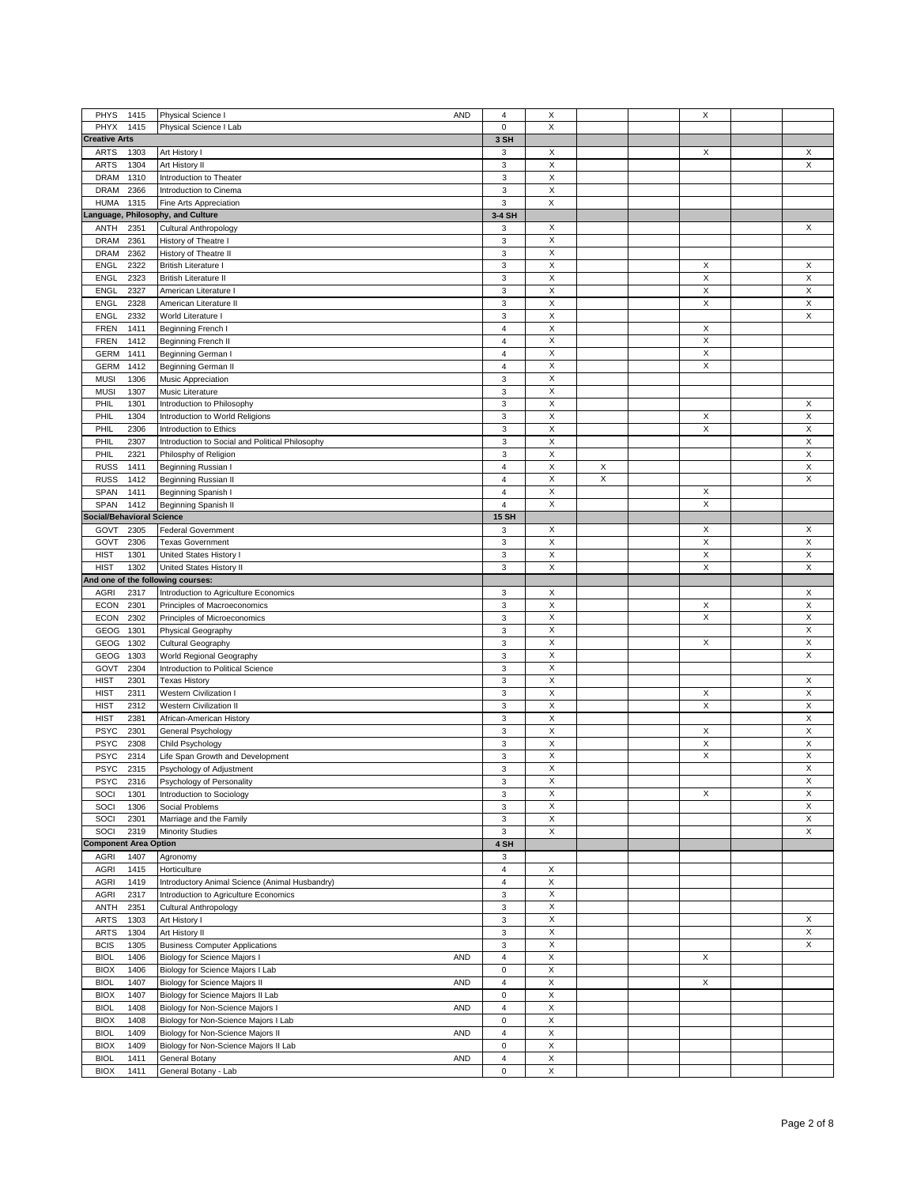| | | | | | | | | | | |
|---|---|---|---|---|---|---|---|---|---|---|
| PHYS | 1415 | Physical Science I | AND | 4 | X | | | X | | |
| PHYX | 1415 | Physical Science I Lab | | 0 | X | | | | | |
| **Creative Arts** | | | | **3 SH** | | | | | | |
| ARTS | 1303 | Art History I | | 3 | X | | | X | | X |
| ARTS | 1304 | Art History II | | 3 | X | | | | | X |
| DRAM | 1310 | Introduction to Theater | | 3 | X | | | | | |
| DRAM | 2366 | Introduction to Cinema | | 3 | X | | | | | |
| HUMA | 1315 | Fine Arts Appreciation | | 3 | X | | | | | |
| **Language, Philosophy, and Culture** | | | | **3-4 SH** | | | | | | |
| ANTH | 2351 | Cultural Anthropology | | 3 | X | | | | | X |
| DRAM | 2361 | History of Theatre I | | 3 | X | | | | | |
| DRAM | 2362 | History of Theatre II | | 3 | X | | | | | |
| ENGL | 2322 | British Literature I | | 3 | X | | | X | | X |
| ENGL | 2323 | British Literature II | | 3 | X | | | X | | X |
| ENGL | 2327 | American Literature I | | 3 | X | | | X | | X |
| ENGL | 2328 | American Literature II | | 3 | X | | | X | | X |
| ENGL | 2332 | World Literature I | | 3 | X | | | | | X |
| FREN | 1411 | Beginning French I | | 4 | X | | | X | | |
| FREN | 1412 | Beginning French II | | 4 | X | | | X | | |
| GERM | 1411 | Beginning German I | | 4 | X | | | X | | |
| GERM | 1412 | Beginning German II | | 4 | X | | | X | | |
| MUSI | 1306 | Music Appreciation | | 3 | X | | | | | |
| MUSI | 1307 | Music Literature | | 3 | X | | | | | |
| PHIL | 1301 | Introduction to Philosophy | | 3 | X | | | | | X |
| PHIL | 1304 | Introduction to World Religions | | 3 | X | | | X | | X |
| PHIL | 2306 | Introduction to Ethics | | 3 | X | | | X | | X |
| PHIL | 2307 | Introduction to Social and Political Philosophy | | 3 | X | | | | | X |
| PHIL | 2321 | Philosphy of Religion | | 3 | X | | | | | X |
| RUSS | 1411 | Beginning Russian I | | 4 | X | X | | | | X |
| RUSS | 1412 | Beginning Russian II | | 4 | X | X | | | | X |
| SPAN | 1411 | Beginning Spanish I | | 4 | X | | | X | | |
| SPAN | 1412 | Beginning Spanish II | | 4 | X | | | X | | |
| **Social/Behavioral Science** | | | | **15 SH** | | | | | | |
| GOVT | 2305 | Federal Government | | 3 | X | | | X | | X |
| GOVT | 2306 | Texas Government | | 3 | X | | | X | | X |
| HIST | 1301 | United States History I | | 3 | X | | | X | | X |
| HIST | 1302 | United States History II | | 3 | X | | | X | | X |
| **And one of the following courses:** | | | | | | | | | | |
| AGRI | 2317 | Introduction to Agriculture Economics | | 3 | X | | | | | X |
| ECON | 2301 | Principles of Macroeconomics | | 3 | X | | | X | | X |
| ECON | 2302 | Principles of Microeconomics | | 3 | X | | | X | | X |
| GEOG | 1301 | Physical Geography | | 3 | X | | | | | X |
| GEOG | 1302 | Cultural Geography | | 3 | X | | | X | | X |
| GEOG | 1303 | World Regional Geography | | 3 | X | | | | | X |
| GOVT | 2304 | Introduction to Political Science | | 3 | X | | | | | |
| HIST | 2301 | Texas History | | 3 | X | | | | | X |
| HIST | 2311 | Western Civilization I | | 3 | X | | | X | | X |
| HIST | 2312 | Western Civilization II | | 3 | X | | | X | | X |
| HIST | 2381 | African-American History | | 3 | X | | | | | X |
| PSYC | 2301 | General Psychology | | 3 | X | | | X | | X |
| PSYC | 2308 | Child Psychology | | 3 | X | | | X | | X |
| PSYC | 2314 | Life Span Growth and Development | | 3 | X | | | X | | X |
| PSYC | 2315 | Psychology of Adjustment | | 3 | X | | | | | X |
| PSYC | 2316 | Psychology of Personality | | 3 | X | | | | | X |
| SOCI | 1301 | Introduction to Sociology | | 3 | X | | | X | | X |
| SOCI | 1306 | Social Problems | | 3 | X | | | | | X |
| SOCI | 2301 | Marriage and the Family | | 3 | X | | | | | X |
| SOCI | 2319 | Minority Studies | | 3 | X | | | | | X |
| **Component Area Option** | | | | **4 SH** | | | | | | |
| AGRI | 1407 | Agronomy | | 3 | | | | | | |
| AGRI | 1415 | Horticulture | | 4 | X | | | | | |
| AGRI | 1419 | Introductory Animal Science (Animal Husbandry) | | 4 | X | | | | | |
| AGRI | 2317 | Introduction to Agriculture Economics | | 3 | X | | | | | |
| ANTH | 2351 | Cultural Anthropology | | 3 | X | | | | | |
| ARTS | 1303 | Art History I | | 3 | X | | | | | X |
| ARTS | 1304 | Art History II | | 3 | X | | | | | X |
| BCIS | 1305 | Business Computer Applications | | 3 | X | | | | | X |
| BIOL | 1406 | Biology for Science Majors I | AND | 4 | X | | | X | | |
| BIOX | 1406 | Biology for Science Majors I Lab | | 0 | X | | | | | |
| BIOL | 1407 | Biology for Science Majors II | AND | 4 | X | | | X | | |
| BIOX | 1407 | Biology for Science Majors II Lab | | 0 | X | | | | | |
| BIOL | 1408 | Biology for Non-Science Majors I | AND | 4 | X | | | | | |
| BIOX | 1408 | Biology for Non-Science Majors I Lab | | 0 | X | | | | | |
| BIOL | 1409 | Biology for Non-Science Majors II | AND | 4 | X | | | | | |
| BIOX | 1409 | Biology for Non-Science Majors II Lab | | 0 | X | | | | | |
| BIOL | 1411 | General Botany | AND | 4 | X | | | | | |
| BIOX | 1411 | General Botany - Lab | | 0 | X | | | | | |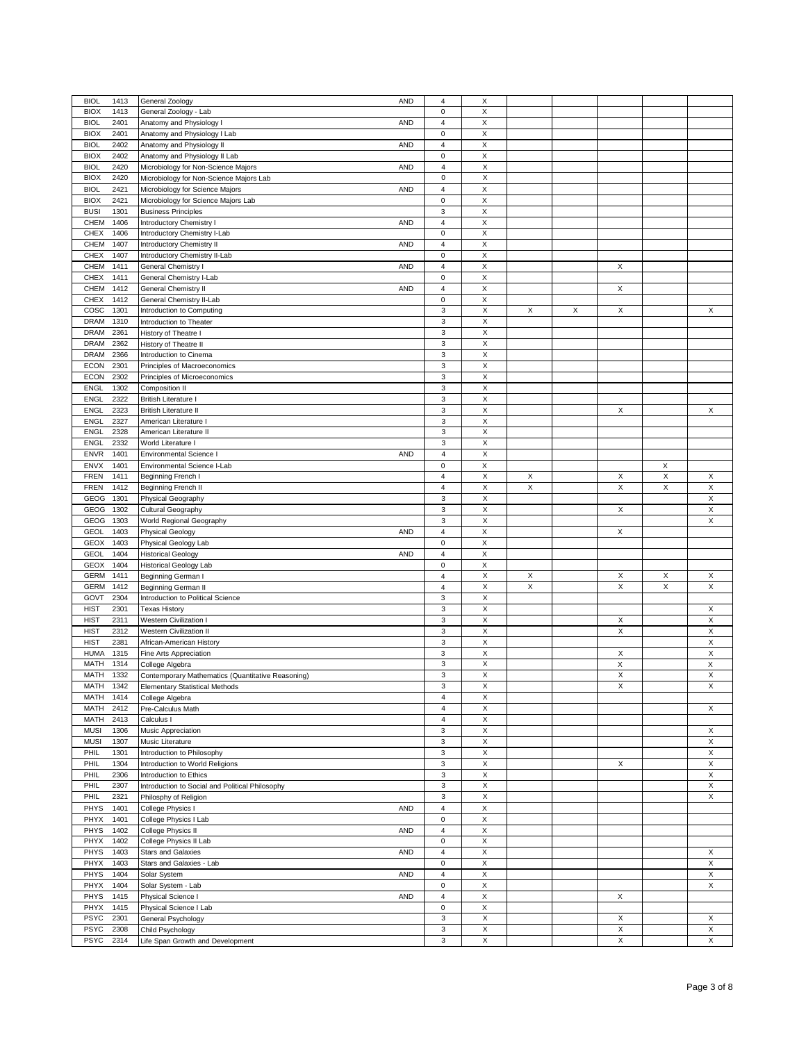| | | | | | | | | | | |
|---|---|---|---|---|---|---|---|---|---|---|
| BIOL | 1413 | General Zoology | AND | 4 | X | | | | | |
| BIOX | 1413 | General Zoology - Lab | | 0 | X | | | | | |
| BIOL | 2401 | Anatomy and Physiology I | AND | 4 | X | | | | | |
| BIOX | 2401 | Anatomy and Physiology I Lab | | 0 | X | | | | | |
| BIOL | 2402 | Anatomy and Physiology II | AND | 4 | X | | | | | |
| BIOX | 2402 | Anatomy and Physiology II Lab | | 0 | X | | | | | |
| BIOL | 2420 | Microbiology for Non-Science Majors | AND | 4 | X | | | | | |
| BIOX | 2420 | Microbiology for Non-Science Majors Lab | | 0 | X | | | | | |
| BIOL | 2421 | Microbiology for Science Majors | AND | 4 | X | | | | | |
| BIOX | 2421 | Microbiology for Science Majors Lab | | 0 | X | | | | | |
| BUSI | 1301 | Business Principles | | 3 | X | | | | | |
| CHEM | 1406 | Introductory Chemistry I | AND | 4 | X | | | | | |
| CHEX | 1406 | Introductory Chemistry I-Lab | | 0 | X | | | | | |
| CHEM | 1407 | Introductory Chemistry II | AND | 4 | X | | | | | |
| CHEX | 1407 | Introductory Chemistry II-Lab | | 0 | X | | | | | |
| CHEM | 1411 | General Chemistry I | AND | 4 | X | | | X | | |
| CHEX | 1411 | General Chemistry I-Lab | | 0 | X | | | | | |
| CHEM | 1412 | General Chemistry II | AND | 4 | X | | | X | | |
| CHEX | 1412 | General Chemistry II-Lab | | 0 | X | | | | | |
| COSC | 1301 | Introduction to Computing | | 3 | X | X | X | X | | X |
| DRAM | 1310 | Introduction to Theater | | 3 | X | | | | | |
| DRAM | 2361 | History of Theatre I | | 3 | X | | | | | |
| DRAM | 2362 | History of Theatre II | | 3 | X | | | | | |
| DRAM | 2366 | Introduction to Cinema | | 3 | X | | | | | |
| ECON | 2301 | Principles of Macroeconomics | | 3 | X | | | | | |
| ECON | 2302 | Principles of Microeconomics | | 3 | X | | | | | |
| ENGL | 1302 | Composition II | | 3 | X | | | | | |
| ENGL | 2322 | British Literature I | | 3 | X | | | | | |
| ENGL | 2323 | British Literature II | | 3 | X | | | X | | X |
| ENGL | 2327 | American Literature I | | 3 | X | | | | | |
| ENGL | 2328 | American Literature II | | 3 | X | | | | | |
| ENGL | 2332 | World Literature I | | 3 | X | | | | | |
| ENVR | 1401 | Environmental Science I | AND | 4 | X | | | | | |
| ENVX | 1401 | Environmental Science I-Lab | | 0 | X | | | | X | |
| FREN | 1411 | Beginning French I | | 4 | X | X | | X | X | X |
| FREN | 1412 | Beginning French II | | 4 | X | X | | X | X | X |
| GEOG | 1301 | Physical Geography | | 3 | X | | | | | X |
| GEOG | 1302 | Cultural Geography | | 3 | X | | | X | | X |
| GEOG | 1303 | World Regional Geography | | 3 | X | | | | | X |
| GEOL | 1403 | Physical Geology | AND | 4 | X | | | X | | |
| GEOX | 1403 | Physical Geology Lab | | 0 | X | | | | | |
| GEOL | 1404 | Historical Geology | AND | 4 | X | | | | | |
| GEOX | 1404 | Historical Geology Lab | | 0 | X | | | | | |
| GERM | 1411 | Beginning German I | | 4 | X | X | | X | X | X |
| GERM | 1412 | Beginning German II | | 4 | X | X | | X | X | X |
| GOVT | 2304 | Introduction to Political Science | | 3 | X | | | | | |
| HIST | 2301 | Texas History | | 3 | X | | | | | X |
| HIST | 2311 | Western Civilization I | | 3 | X | | | X | | X |
| HIST | 2312 | Western Civilization II | | 3 | X | | | X | | X |
| HIST | 2381 | African-American History | | 3 | X | | | | | X |
| HUMA | 1315 | Fine Arts Appreciation | | 3 | X | | | X | | X |
| MATH | 1314 | College Algebra | | 3 | X | | | X | | X |
| MATH | 1332 | Contemporary Mathematics (Quantitative Reasoning) | | 3 | X | | | X | | X |
| MATH | 1342 | Elementary Statistical Methods | | 3 | X | | | X | | X |
| MATH | 1414 | College Algebra | | 4 | X | | | | | |
| MATH | 2412 | Pre-Calculus Math | | 4 | X | | | | | X |
| MATH | 2413 | Calculus I | | 4 | X | | | | | |
| MUSI | 1306 | Music Appreciation | | 3 | X | | | | | X |
| MUSI | 1307 | Music Literature | | 3 | X | | | | | X |
| PHIL | 1301 | Introduction to Philosophy | | 3 | X | | | | | X |
| PHIL | 1304 | Introduction to World Religions | | 3 | X | | | X | | X |
| PHIL | 2306 | Introduction to Ethics | | 3 | X | | | | | X |
| PHIL | 2307 | Introduction to Social and Political Philosophy | | 3 | X | | | | | X |
| PHIL | 2321 | Philosphy of Religion | | 3 | X | | | | | X |
| PHYS | 1401 | College Physics I | AND | 4 | X | | | | | |
| PHYX | 1401 | College Physics I Lab | | 0 | X | | | | | |
| PHYS | 1402 | College Physics II | AND | 4 | X | | | | | |
| PHYX | 1402 | College Physics II Lab | | 0 | X | | | | | |
| PHYS | 1403 | Stars and Galaxies | AND | 4 | X | | | | | X |
| PHYX | 1403 | Stars and Galaxies - Lab | | 0 | X | | | | | X |
| PHYS | 1404 | Solar System | AND | 4 | X | | | | | X |
| PHYX | 1404 | Solar System - Lab | | 0 | X | | | | | X |
| PHYS | 1415 | Physical Science I | AND | 4 | X | | | X | | |
| PHYX | 1415 | Physical Science I Lab | | 0 | X | | | | | |
| PSYC | 2301 | General Psychology | | 3 | X | | | X | | X |
| PSYC | 2308 | Child Psychology | | 3 | X | | | X | | X |
| PSYC | 2314 | Life Span Growth and Development | | 3 | X | | | X | | X |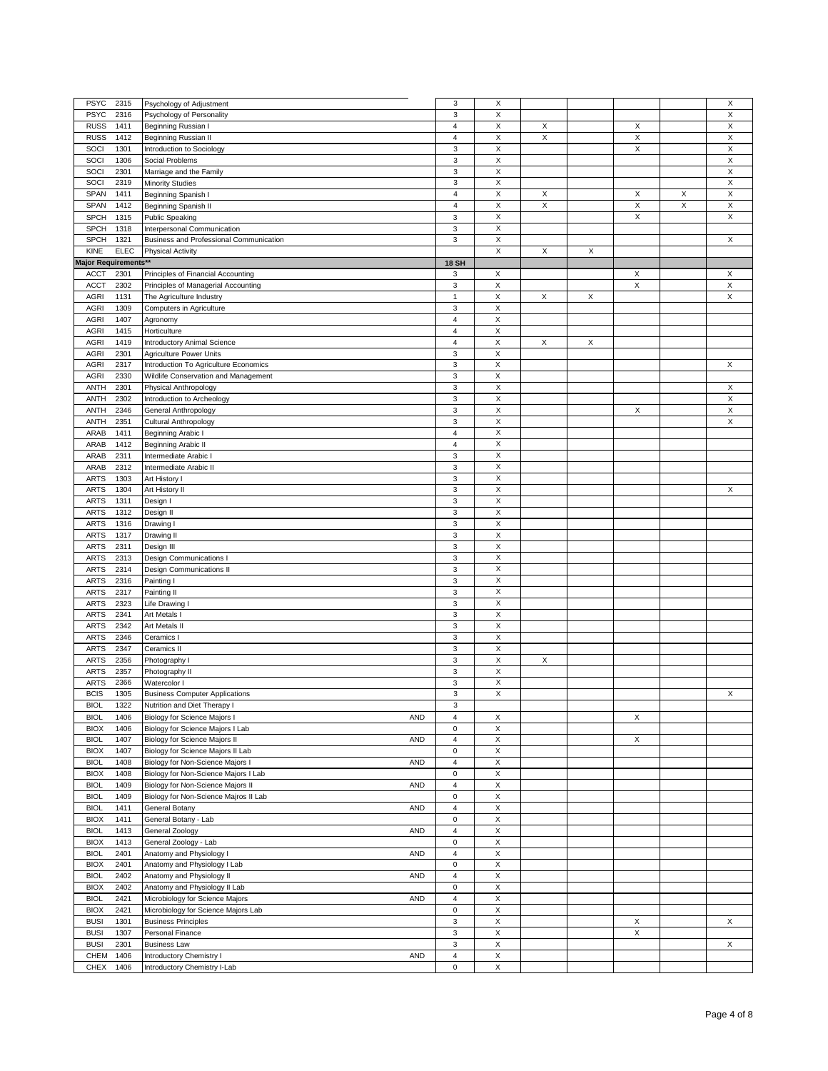| | | | | | | | | | | |
|---|---|---|---|---|---|---|---|---|---|---|
| PSYC | 2315 | Psychology of Adjustment | | 3 | X | | | | | X |
| PSYC | 2316 | Psychology of Personality | | 3 | X | | | | | X |
| RUSS | 1411 | Beginning Russian I | | 4 | X | X | | X | | X |
| RUSS | 1412 | Beginning Russian II | | 4 | X | X | | X | | X |
| SOCI | 1301 | Introduction to Sociology | | 3 | X | | | X | | X |
| SOCI | 1306 | Social Problems | | 3 | X | | | | | X |
| SOCI | 2301 | Marriage and the Family | | 3 | X | | | | | X |
| SOCI | 2319 | Minority Studies | | 3 | X | | | | | X |
| SPAN | 1411 | Beginning Spanish I | | 4 | X | X | | X | X | X |
| SPAN | 1412 | Beginning Spanish II | | 4 | X | X | | X | X | X |
| SPCH | 1315 | Public Speaking | | 3 | X | | | X | | X |
| SPCH | 1318 | Interpersonal Communication | | 3 | X | | | | | |
| SPCH | 1321 | Business and Professional Communication | | 3 | X | | | | | X |
| KINE | ELEC | Physical Activity | | | X | X | X | | | |
| **Major Requirements**** | | | | **18 SH** | | | | | | |
| ACCT | 2301 | Principles of Financial Accounting | | 3 | X | | | X | | X |
| ACCT | 2302 | Principles of Managerial Accounting | | 3 | X | | | X | | X |
| AGRI | 1131 | The Agriculture Industry | | 1 | X | X | X | | | X |
| AGRI | 1309 | Computers in Agriculture | | 3 | X | | | | | |
| AGRI | 1407 | Agronomy | | 4 | X | | | | | |
| AGRI | 1415 | Horticulture | | 4 | X | | | | | |
| AGRI | 1419 | Introductory Animal Science | | 4 | X | X | X | | | |
| AGRI | 2301 | Agriculture Power Units | | 3 | X | | | | | |
| AGRI | 2317 | Introduction To Agriculture Economics | | 3 | X | | | | | X |
| AGRI | 2330 | Wildlife Conservation and Management | | 3 | X | | | | | |
| ANTH | 2301 | Physical Anthropology | | 3 | X | | | | | X |
| ANTH | 2302 | Introduction to Archeology | | 3 | X | | | | | X |
| ANTH | 2346 | General Anthropology | | 3 | X | | | X | | X |
| ANTH | 2351 | Cultural Anthropology | | 3 | X | | | | | X |
| ARAB | 1411 | Beginning Arabic I | | 4 | X | | | | | |
| ARAB | 1412 | Beginning Arabic II | | 4 | X | | | | | |
| ARAB | 2311 | Intermediate Arabic I | | 3 | X | | | | | |
| ARAB | 2312 | Intermediate Arabic II | | 3 | X | | | | | |
| ARTS | 1303 | Art History I | | 3 | X | | | | | |
| ARTS | 1304 | Art History II | | 3 | X | | | | | X |
| ARTS | 1311 | Design I | | 3 | X | | | | | |
| ARTS | 1312 | Design II | | 3 | X | | | | | |
| ARTS | 1316 | Drawing I | | 3 | X | | | | | |
| ARTS | 1317 | Drawing II | | 3 | X | | | | | |
| ARTS | 2311 | Design III | | 3 | X | | | | | |
| ARTS | 2313 | Design Communications I | | 3 | X | | | | | |
| ARTS | 2314 | Design Communications II | | 3 | X | | | | | |
| ARTS | 2316 | Painting I | | 3 | X | | | | | |
| ARTS | 2317 | Painting II | | 3 | X | | | | | |
| ARTS | 2323 | Life Drawing I | | 3 | X | | | | | |
| ARTS | 2341 | Art Metals I | | 3 | X | | | | | |
| ARTS | 2342 | Art Metals II | | 3 | X | | | | | |
| ARTS | 2346 | Ceramics I | | 3 | X | | | | | |
| ARTS | 2347 | Ceramics II | | 3 | X | | | | | |
| ARTS | 2356 | Photography I | | 3 | X | X | | | | |
| ARTS | 2357 | Photography II | | 3 | X | | | | | |
| ARTS | 2366 | Watercolor I | | 3 | X | | | | | |
| BCIS | 1305 | Business Computer Applications | | 3 | X | | | | | X |
| BIOL | 1322 | Nutrition and Diet Therapy I | | 3 | | | | | | |
| BIOL | 1406 | Biology for Science Majors I | AND | 4 | X | | | X | | |
| BIOX | 1406 | Biology for Science Majors I Lab | | 0 | X | | | | | |
| BIOL | 1407 | Biology for Science Majors II | AND | 4 | X | | | X | | |
| BIOX | 1407 | Biology for Science Majors II Lab | | 0 | X | | | | | |
| BIOL | 1408 | Biology for Non-Science Majors I | AND | 4 | X | | | | | |
| BIOX | 1408 | Biology for Non-Science Majors I Lab | | 0 | X | | | | | |
| BIOL | 1409 | Biology for Non-Science Majors II | AND | 4 | X | | | | | |
| BIOL | 1409 | Biology for Non-Science Majros II Lab | | 0 | X | | | | | |
| BIOL | 1411 | General Botany | AND | 4 | X | | | | | |
| BIOX | 1411 | General Botany - Lab | | 0 | X | | | | | |
| BIOL | 1413 | General Zoology | AND | 4 | X | | | | | |
| BIOX | 1413 | General Zoology - Lab | | 0 | X | | | | | |
| BIOL | 2401 | Anatomy and Physiology I | AND | 4 | X | | | | | |
| BIOX | 2401 | Anatomy and Physiology I Lab | | 0 | X | | | | | |
| BIOL | 2402 | Anatomy and Physiology II | AND | 4 | X | | | | | |
| BIOX | 2402 | Anatomy and Physiology II Lab | | 0 | X | | | | | |
| BIOL | 2421 | Microbiology for Science Majors | AND | 4 | X | | | | | |
| BIOX | 2421 | Microbiology for Science Majors Lab | | 0 | X | | | | | |
| BUSI | 1301 | Business Principles | | 3 | X | | | X | | X |
| BUSI | 1307 | Personal Finance | | 3 | X | | | X | | |
| BUSI | 2301 | Business Law | | 3 | X | | | | | X |
| CHEM | 1406 | Introductory Chemistry I | AND | 4 | X | | | | | |
| CHEX | 1406 | Introductory Chemistry I-Lab | | 0 | X | | | | | |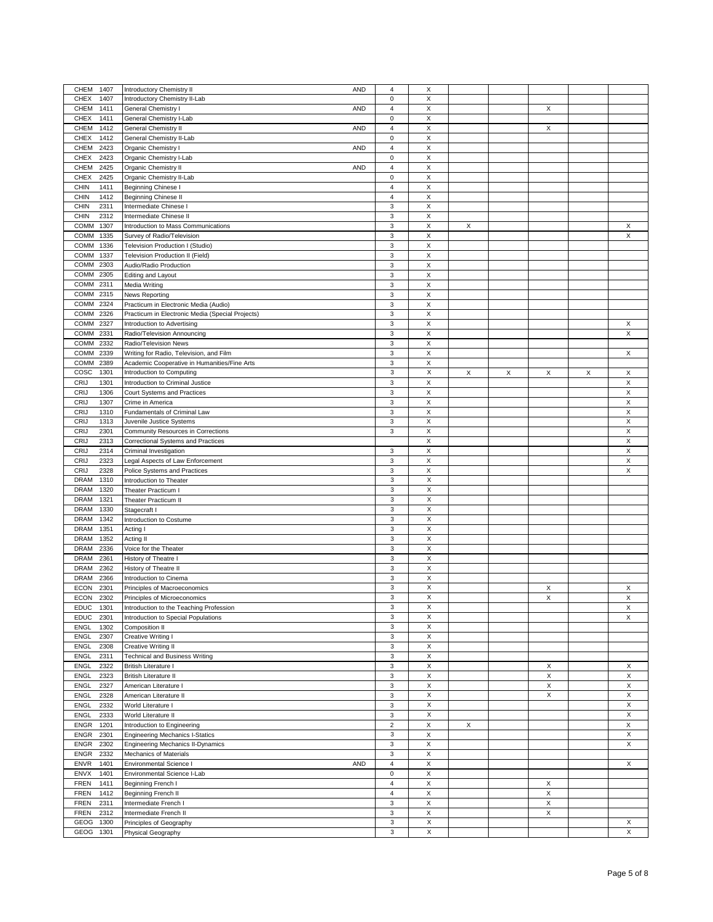| | | | | | | | | | | |
|---|---|---|---|---|---|---|---|---|---|---|
| CHEM 1407 | Introductory Chemistry II | AND | 4 | X | | | | | |
| CHEX 1407 | Introductory Chemistry II-Lab | | 0 | X | | | | | |
| CHEM 1411 | General Chemistry I | AND | 4 | X | | | X | | |
| CHEX 1411 | General Chemistry I-Lab | | 0 | X | | | | | |
| CHEM 1412 | General Chemistry II | AND | 4 | X | | | X | | |
| CHEX 1412 | General Chemistry II-Lab | | 0 | X | | | | | |
| CHEM 2423 | Organic Chemistry I | AND | 4 | X | | | | | |
| CHEX 2423 | Organic Chemistry I-Lab | | 0 | X | | | | | |
| CHEM 2425 | Organic Chemistry II | AND | 4 | X | | | | | |
| CHEX 2425 | Organic Chemistry II-Lab | | 0 | X | | | | | |
| CHIN 1411 | Beginning Chinese I | | 4 | X | | | | | |
| CHIN 1412 | Beginning Chinese II | | 4 | X | | | | | |
| CHIN 2311 | Intermediate Chinese I | | 3 | X | | | | | |
| CHIN 2312 | Intermediate Chinese II | | 3 | X | | | | | |
| COMM 1307 | Introduction to Mass Communications | | 3 | X | X | | | | X |
| COMM 1335 | Survey of Radio/Television | | 3 | X | | | | | X |
| COMM 1336 | Television Production I (Studio) | | 3 | X | | | | | |
| COMM 1337 | Television Production II (Field) | | 3 | X | | | | | |
| COMM 2303 | Audio/Radio Production | | 3 | X | | | | | |
| COMM 2305 | Editing and Layout | | 3 | X | | | | | |
| COMM 2311 | Media Writing | | 3 | X | | | | | |
| COMM 2315 | News Reporting | | 3 | X | | | | | |
| COMM 2324 | Practicum in Electronic Media (Audio) | | 3 | X | | | | | |
| COMM 2326 | Practicum in Electronic Media (Special Projects) | | 3 | X | | | | | |
| COMM 2327 | Introduction to Advertising | | 3 | X | | | | | X |
| COMM 2331 | Radio/Television Announcing | | 3 | X | | | | | X |
| COMM 2332 | Radio/Television News | | 3 | X | | | | | |
| COMM 2339 | Writing for Radio, Television, and Film | | 3 | X | | | | | X |
| COMM 2389 | Academic Cooperative in Humanities/Fine Arts | | 3 | X | | | | | |
| COSC 1301 | Introduction to Computing | | 3 | X | X | X | X | X | X |
| CRIJ 1301 | Introduction to Criminal Justice | | 3 | X | | | | | X |
| CRIJ 1306 | Court Systems and Practices | | 3 | X | | | | | X |
| CRIJ 1307 | Crime in America | | 3 | X | | | | | X |
| CRIJ 1310 | Fundamentals of Criminal Law | | 3 | X | | | | | X |
| CRIJ 1313 | Juvenile Justice Systems | | 3 | X | | | | | X |
| CRIJ 2301 | Community Resources in Corrections | | 3 | X | | | | | X |
| CRIJ 2313 | Correctional Systems and Practices | | | X | | | | | X |
| CRIJ 2314 | Criminal Investigation | | 3 | X | | | | | X |
| CRIJ 2323 | Legal Aspects of Law Enforcement | | 3 | X | | | | | X |
| CRIJ 2328 | Police Systems and Practices | | 3 | X | | | | | X |
| DRAM 1310 | Introduction to Theater | | 3 | X | | | | | |
| DRAM 1320 | Theater Practicum I | | 3 | X | | | | | |
| DRAM 1321 | Theater Practicum II | | 3 | X | | | | | |
| DRAM 1330 | Stagecraft I | | 3 | X | | | | | |
| DRAM 1342 | Introduction to Costume | | 3 | X | | | | | |
| DRAM 1351 | Acting I | | 3 | X | | | | | |
| DRAM 1352 | Acting II | | 3 | X | | | | | |
| DRAM 2336 | Voice for the Theater | | 3 | X | | | | | |
| DRAM 2361 | History of Theatre I | | 3 | X | | | | | |
| DRAM 2362 | History of Theatre II | | 3 | X | | | | | |
| DRAM 2366 | Introduction to Cinema | | 3 | X | | | | | |
| ECON 2301 | Principles of Macroeconomics | | 3 | X | | | X | | X |
| ECON 2302 | Principles of Microeconomics | | 3 | X | | | X | | X |
| EDUC 1301 | Introduction to the Teaching Profession | | 3 | X | | | | | X |
| EDUC 2301 | Introduction to Special Populations | | 3 | X | | | | | X |
| ENGL 1302 | Composition II | | 3 | X | | | | | |
| ENGL 2307 | Creative Writing I | | 3 | X | | | | | |
| ENGL 2308 | Creative Writing II | | 3 | X | | | | | |
| ENGL 2311 | Technical and Business Writing | | 3 | X | | | | | |
| ENGL 2322 | British Literature I | | 3 | X | | | X | | X |
| ENGL 2323 | British Literature II | | 3 | X | | | X | | X |
| ENGL 2327 | American Literature I | | 3 | X | | | X | | X |
| ENGL 2328 | American Literature II | | 3 | X | | | X | | X |
| ENGL 2332 | World Literature I | | 3 | X | | | | | X |
| ENGL 2333 | World Literature II | | 3 | X | | | | | X |
| ENGR 1201 | Introduction to Engineering | | 2 | X | X | | | | X |
| ENGR 2301 | Engineering Mechanics I-Statics | | 3 | X | | | | | X |
| ENGR 2302 | Engineering Mechanics II-Dynamics | | 3 | X | | | | | X |
| ENGR 2332 | Mechanics of Materials | | 3 | X | | | | | |
| ENVR 1401 | Environmental Science I | AND | 4 | X | | | | | X |
| ENVX 1401 | Environmental Science I-Lab | | 0 | X | | | | | |
| FREN 1411 | Beginning French I | | 4 | X | | | X | | |
| FREN 1412 | Beginning French II | | 4 | X | | | X | | |
| FREN 2311 | Intermediate French I | | 3 | X | | | X | | |
| FREN 2312 | Intermediate French II | | 3 | X | | | X | | |
| GEOG 1300 | Principles of Geography | | 3 | X | | | | | X |
| GEOG 1301 | Physical Geography | | 3 | X | | | | | X |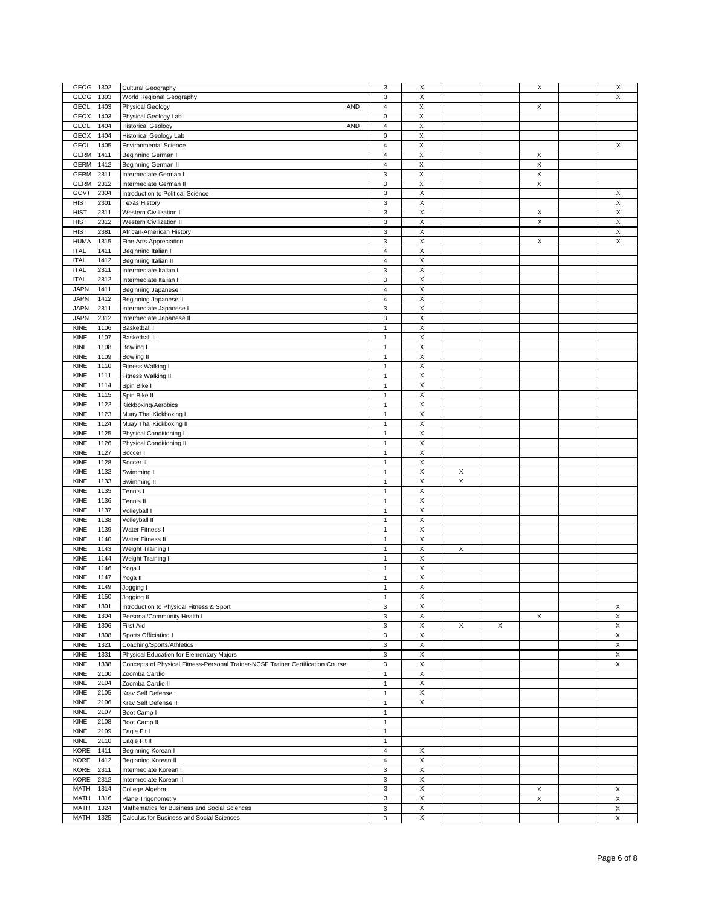| | | | | | | | | | | |
|---|---|---|---|---|---|---|---|---|---|---|
| GEOG | 1302 | Cultural Geography | 3 | X | | | X | | X |
| GEOG | 1303 | World Regional Geography | 3 | X | | | | | X |
| GEOL | 1403 | Physical Geology AND | 4 | X | | | X | | |
| GEOX | 1403 | Physical Geology Lab | 0 | X | | | | | |
| GEOL | 1404 | Historical Geology AND | 4 | X | | | | | |
| GEOX | 1404 | Historical Geology Lab | 0 | X | | | | | |
| GEOL | 1405 | Environmental Science | 4 | X | | | | | X |
| GERM | 1411 | Beginning German I | 4 | X | | | X | | |
| GERM | 1412 | Beginning German II | 4 | X | | | X | | |
| GERM | 2311 | Intermediate German I | 3 | X | | | X | | |
| GERM | 2312 | Intermediate German II | 3 | X | | | X | | |
| GOVT | 2304 | Introduction to Political Science | 3 | X | | | | | X |
| HIST | 2301 | Texas History | 3 | X | | | | | X |
| HIST | 2311 | Western Civilization I | 3 | X | | | X | | X |
| HIST | 2312 | Western Civilization II | 3 | X | | | X | | X |
| HIST | 2381 | African-American History | 3 | X | | | | | X |
| HUMA | 1315 | Fine Arts Appreciation | 3 | X | | | X | | X |
| ITAL | 1411 | Beginning Italian I | 4 | X | | | | | |
| ITAL | 1412 | Beginning Italian II | 4 | X | | | | | |
| ITAL | 2311 | Intermediate Italian I | 3 | X | | | | | |
| ITAL | 2312 | Intermediate Italian II | 3 | X | | | | | |
| JAPN | 1411 | Beginning Japanese I | 4 | X | | | | | |
| JAPN | 1412 | Beginning Japanese II | 4 | X | | | | | |
| JAPN | 2311 | Intermediate Japanese I | 3 | X | | | | | |
| JAPN | 2312 | Intermediate Japanese II | 3 | X | | | | | |
| KINE | 1106 | Basketball I | 1 | X | | | | | |
| KINE | 1107 | Basketball II | 1 | X | | | | | |
| KINE | 1108 | Bowling I | 1 | X | | | | | |
| KINE | 1109 | Bowling II | 1 | X | | | | | |
| KINE | 1110 | Fitness Walking I | 1 | X | | | | | |
| KINE | 1111 | Fitness Walking II | 1 | X | | | | | |
| KINE | 1114 | Spin Bike I | 1 | X | | | | | |
| KINE | 1115 | Spin Bike II | 1 | X | | | | | |
| KINE | 1122 | Kickboxing/Aerobics | 1 | X | | | | | |
| KINE | 1123 | Muay Thai Kickboxing I | 1 | X | | | | | |
| KINE | 1124 | Muay Thai Kickboxing II | 1 | X | | | | | |
| KINE | 1125 | Physical Conditioning I | 1 | X | | | | | |
| KINE | 1126 | Physical Conditioning II | 1 | X | | | | | |
| KINE | 1127 | Soccer I | 1 | X | | | | | |
| KINE | 1128 | Soccer II | 1 | X | | | | | |
| KINE | 1132 | Swimming I | 1 | X | X | | | | |
| KINE | 1133 | Swimming II | 1 | X | X | | | | |
| KINE | 1135 | Tennis I | 1 | X | | | | | |
| KINE | 1136 | Tennis II | 1 | X | | | | | |
| KINE | 1137 | Volleyball I | 1 | X | | | | | |
| KINE | 1138 | Volleyball II | 1 | X | | | | | |
| KINE | 1139 | Water Fitness I | 1 | X | | | | | |
| KINE | 1140 | Water Fitness II | 1 | X | | | | | |
| KINE | 1143 | Weight Training I | 1 | X | X | | | | |
| KINE | 1144 | Weight Training II | 1 | X | | | | | |
| KINE | 1146 | Yoga I | 1 | X | | | | | |
| KINE | 1147 | Yoga II | 1 | X | | | | | |
| KINE | 1149 | Jogging I | 1 | X | | | | | |
| KINE | 1150 | Jogging II | 1 | X | | | | | |
| KINE | 1301 | Introduction to Physical Fitness & Sport | 3 | X | | | | | X |
| KINE | 1304 | Personal/Community Health I | 3 | X | | | X | | X |
| KINE | 1306 | First Aid | 3 | X | X | X | | | X |
| KINE | 1308 | Sports Officiating I | 3 | X | | | | | X |
| KINE | 1321 | Coaching/Sports/Athletics I | 3 | X | | | | | X |
| KINE | 1331 | Physical Education for Elementary Majors | 3 | X | | | | | X |
| KINE | 1338 | Concepts of Physical Fitness-Personal Trainer-NCSF Trainer Certification Course | 3 | X | | | | | X |
| KINE | 2100 | Zoomba Cardio | 1 | X | | | | | |
| KINE | 2104 | Zoomba Cardio II | 1 | X | | | | | |
| KINE | 2105 | Krav Self Defense I | 1 | X | | | | | |
| KINE | 2106 | Krav Self Defense II | 1 | X | | | | | |
| KINE | 2107 | Boot Camp I | 1 | | | | | | |
| KINE | 2108 | Boot Camp II | 1 | | | | | | |
| KINE | 2109 | Eagle Fit I | 1 | | | | | | |
| KINE | 2110 | Eagle Fit II | 1 | | | | | | |
| KORE | 1411 | Beginning Korean I | 4 | X | | | | | |
| KORE | 1412 | Beginning Korean II | 4 | X | | | | | |
| KORE | 2311 | Intermediate Korean I | 3 | X | | | | | |
| KORE | 2312 | Intermediate Korean II | 3 | X | | | | | |
| MATH | 1314 | College Algebra | 3 | X | | | X | | X |
| MATH | 1316 | Plane Trigonometry | 3 | X | | | X | | X |
| MATH | 1324 | Mathematics for Business and Social Sciences | 3 | X | | | | | X |
| MATH | 1325 | Calculus for Business and Social Sciences | 3 | X | | | | | X |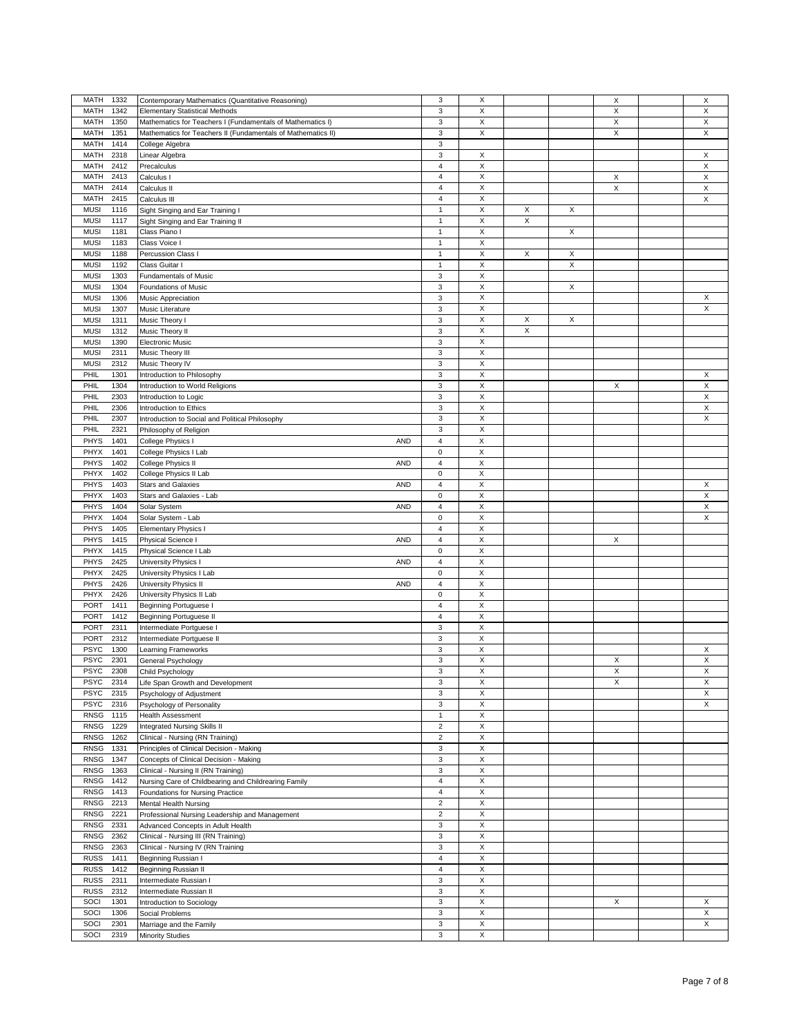| | | | | | | | | | | |
|---|---|---|---|---|---|---|---|---|---|---|
| MATH | 1332 | Contemporary Mathematics (Quantitative Reasoning) | | 3 | X | | | X | | X |
| MATH | 1342 | Elementary Statistical Methods | | 3 | X | | | X | | X |
| MATH | 1350 | Mathematics for Teachers I (Fundamentals of Mathematics I) | | 3 | X | | | X | | X |
| MATH | 1351 | Mathematics for Teachers II (Fundamentals of Mathematics II) | | 3 | X | | | X | | X |
| MATH | 1414 | College Algebra | | 3 | | | | | | |
| MATH | 2318 | Linear Algebra | | 3 | X | | | | | X |
| MATH | 2412 | Precalculus | | 4 | X | | | | | X |
| MATH | 2413 | Calculus I | | 4 | X | | | X | | X |
| MATH | 2414 | Calculus II | | 4 | X | | | X | | X |
| MATH | 2415 | Calculus III | | 4 | X | | | | | X |
| MUSI | 1116 | Sight Singing and Ear Training I | | 1 | X | X | X | | | |
| MUSI | 1117 | Sight Singing and Ear Training II | | 1 | X | X | | | | |
| MUSI | 1181 | Class Piano I | | 1 | X | | X | | | |
| MUSI | 1183 | Class Voice I | | 1 | X | | | | | |
| MUSI | 1188 | Percussion Class I | | 1 | X | X | X | | | |
| MUSI | 1192 | Class Guitar I | | 1 | X | | X | | | |
| MUSI | 1303 | Fundamentals of Music | | 3 | X | | | | | |
| MUSI | 1304 | Foundations of Music | | 3 | X | | X | | | |
| MUSI | 1306 | Music Appreciation | | 3 | X | | | | | X |
| MUSI | 1307 | Music Literature | | 3 | X | | | | | X |
| MUSI | 1311 | Music Theory I | | 3 | X | X | X | | | |
| MUSI | 1312 | Music Theory II | | 3 | X | X | | | | |
| MUSI | 1390 | Electronic Music | | 3 | X | | | | | |
| MUSI | 2311 | Music Theory III | | 3 | X | | | | | |
| MUSI | 2312 | Music Theory IV | | 3 | X | | | | | |
| PHIL | 1301 | Introduction to Philosophy | | 3 | X | | | | | X |
| PHIL | 1304 | Introduction to World Religions | | 3 | X | | | X | | X |
| PHIL | 2303 | Introduction to Logic | | 3 | X | | | | | X |
| PHIL | 2306 | Introduction to Ethics | | 3 | X | | | | | X |
| PHIL | 2307 | Introduction to Social and Political Philosophy | | 3 | X | | | | | X |
| PHIL | 2321 | Philosophy of Religion | | 3 | X | | | | | |
| PHYS | 1401 | College Physics I | AND | 4 | X | | | | | |
| PHYX | 1401 | College Physics I Lab | | 0 | X | | | | | |
| PHYS | 1402 | College Physics II | AND | 4 | X | | | | | |
| PHYX | 1402 | College Physics II Lab | | 0 | X | | | | | |
| PHYS | 1403 | Stars and Galaxies | AND | 4 | X | | | | | X |
| PHYX | 1403 | Stars and Galaxies - Lab | | 0 | X | | | | | X |
| PHYS | 1404 | Solar System | AND | 4 | X | | | | | X |
| PHYX | 1404 | Solar System - Lab | | 0 | X | | | | | X |
| PHYS | 1405 | Elementary Physics I | | 4 | X | | | | | |
| PHYS | 1415 | Physical Science I | AND | 4 | X | | | X | | |
| PHYX | 1415 | Physical Science I Lab | | 0 | X | | | | | |
| PHYS | 2425 | University Physics I | AND | 4 | X | | | | | |
| PHYX | 2425 | University Physics I Lab | | 0 | X | | | | | |
| PHYS | 2426 | University Physics II | AND | 4 | X | | | | | |
| PHYX | 2426 | University Physics II Lab | | 0 | X | | | | | |
| PORT | 1411 | Beginning Portuguese I | | 4 | X | | | | | |
| PORT | 1412 | Beginning Portuguese II | | 4 | X | | | | | |
| PORT | 2311 | Intermediate Portguese I | | 3 | X | | | | | |
| PORT | 2312 | Intermediate Portguese II | | 3 | X | | | | | |
| PSYC | 1300 | Learning Frameworks | | 3 | X | | | | | X |
| PSYC | 2301 | General Psychology | | 3 | X | | | X | | X |
| PSYC | 2308 | Child Psychology | | 3 | X | | | X | | X |
| PSYC | 2314 | Life Span Growth and Development | | 3 | X | | | X | | X |
| PSYC | 2315 | Psychology of Adjustment | | 3 | X | | | | | X |
| PSYC | 2316 | Psychology of Personality | | 3 | X | | | | | X |
| RNSG | 1115 | Health Assessment | | 1 | X | | | | | |
| RNSG | 1229 | Integrated Nursing Skills II | | 2 | X | | | | | |
| RNSG | 1262 | Clinical - Nursing (RN Training) | | 2 | X | | | | | |
| RNSG | 1331 | Principles of Clinical Decision - Making | | 3 | X | | | | | |
| RNSG | 1347 | Concepts of Clinical Decision - Making | | 3 | X | | | | | |
| RNSG | 1363 | Clinical - Nursing II (RN Training) | | 3 | X | | | | | |
| RNSG | 1412 | Nursing Care of Childbearing and Childrearing Family | | 4 | X | | | | | |
| RNSG | 1413 | Foundations for Nursing Practice | | 4 | X | | | | | |
| RNSG | 2213 | Mental Health Nursing | | 2 | X | | | | | |
| RNSG | 2221 | Professional Nursing Leadership and Management | | 2 | X | | | | | |
| RNSG | 2331 | Advanced Concepts in Adult Health | | 3 | X | | | | | |
| RNSG | 2362 | Clinical - Nursing III (RN Training) | | 3 | X | | | | | |
| RNSG | 2363 | Clinical - Nursing IV (RN Training | | 3 | X | | | | | |
| RUSS | 1411 | Beginning Russian I | | 4 | X | | | | | |
| RUSS | 1412 | Beginning Russian II | | 4 | X | | | | | |
| RUSS | 2311 | Intermediate Russian I | | 3 | X | | | | | |
| RUSS | 2312 | Intermediate Russian II | | 3 | X | | | | | |
| SOCI | 1301 | Introduction to Sociology | | 3 | X | | | X | | X |
| SOCI | 1306 | Social Problems | | 3 | X | | | | | X |
| SOCI | 2301 | Marriage and the Family | | 3 | X | | | | | X |
| SOCI | 2319 | Minority Studies | | 3 | X | | | | | |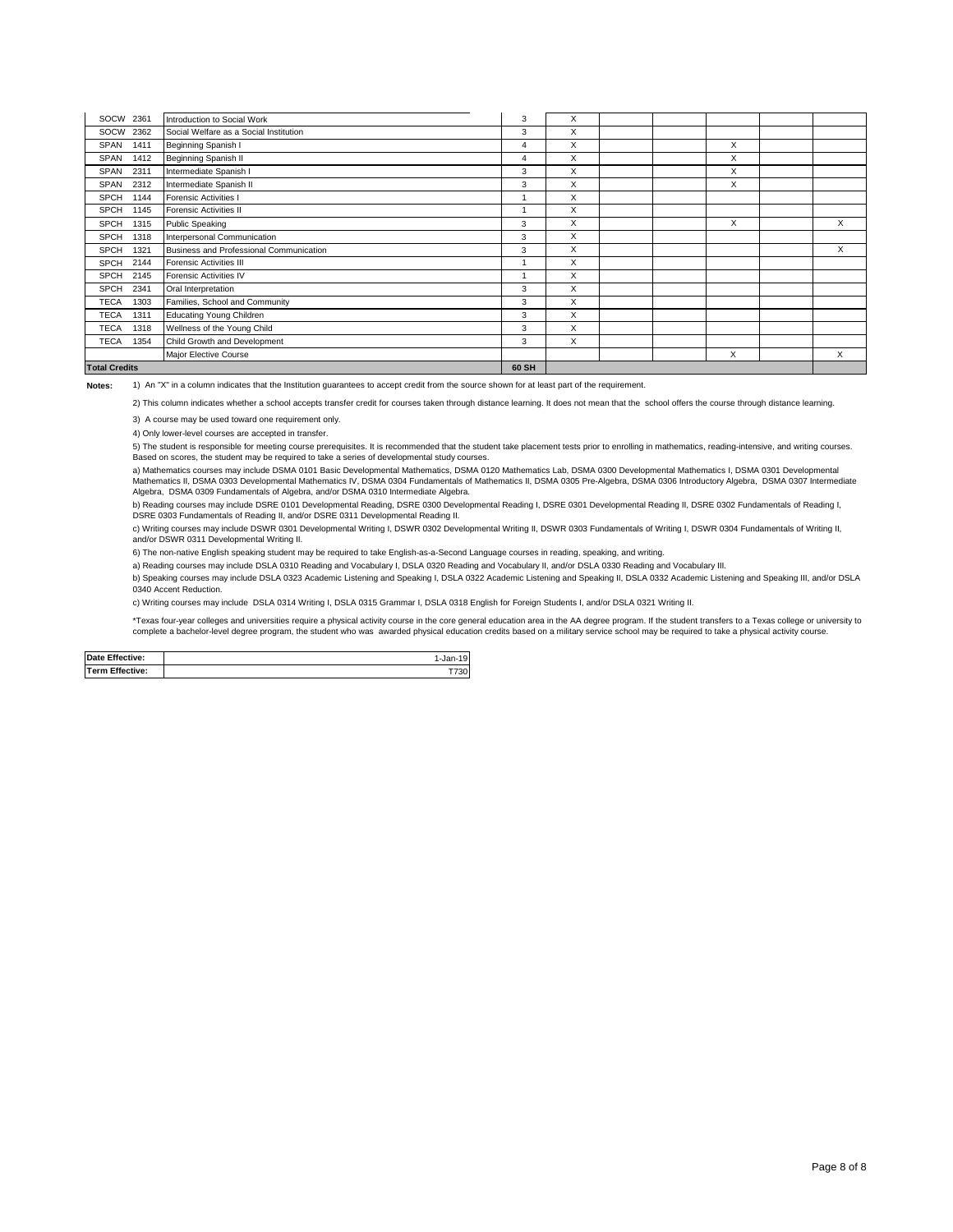| | | | | | | | | |
|---|---|---|---|---|---|---|---|---|
| SOCW 2361 | Introduction to Social Work | 3 | X | | | | | |
| SOCW 2362 | Social Welfare as a Social Institution | 3 | X | | | | | |
| SPAN 1411 | Beginning Spanish I | 4 | X | | | X | | |
| SPAN 1412 | Beginning Spanish II | 4 | X | | | X | | |
| SPAN 2311 | Intermediate Spanish I | 3 | X | | | X | | |
| SPAN 2312 | Intermediate Spanish II | 3 | X | | | X | | |
| SPCH 1144 | Forensic Activities I | 1 | X | | | | | |
| SPCH 1145 | Forensic Activities II | 1 | X | | | | | |
| SPCH 1315 | Public Speaking | 3 | X | | | X | | X |
| SPCH 1318 | Interpersonal Communication | 3 | X | | | | | |
| SPCH 1321 | Business and Professional Communication | 3 | X | | | | | X |
| SPCH 2144 | Forensic Activities III | 1 | X | | | | | |
| SPCH 2145 | Forensic Activities IV | 1 | X | | | | | |
| SPCH 2341 | Oral Interpretation | 3 | X | | | | | |
| TECA 1303 | Families, School and Community | 3 | X | | | | | |
| TECA 1311 | Educating Young Children | 3 | X | | | | | |
| TECA 1318 | Wellness of the Young Child | 3 | X | | | | | |
| TECA 1354 | Child Growth and Development | 3 | X | | | | | |
| | Major Elective Course | | | | | X | | X |
| **Total Credits** | | **60 SH** | | | | | | |

**Notes:**

1) An "X" in a column indicates that the Institution guarantees to accept credit from the source shown for at least part of the requirement.

2) This column indicates whether a school accepts transfer credit for courses taken through distance learning. It does not mean that the school offers the course through distance learning.

3) A course may be used toward one requirement only.

4) Only lower-level courses are accepted in transfer.

5) The student is responsible for meeting course prerequisites. It is recommended that the student take placement tests prior to enrolling in mathematics, reading-intensive, and writing courses. Based on scores, the student may be required to take a series of developmental study courses.

a) Mathematics courses may include DSMA 0101 Basic Developmental Mathematics, DSMA 0120 Mathematics Lab, DSMA 0300 Developmental Mathematics I, DSMA 0301 Developmental Mathematics II, DSMA 0303 Developmental Mathematics IV, DSMA 0304 Fundamentals of Mathematics II, DSMA 0305 Pre-Algebra, DSMA 0306 Introductory Algebra, DSMA 0307 Intermediate Algebra, DSMA 0309 Fundamentals of Algebra, and/or DSMA 0310 Intermediate Algebra.

b) Reading courses may include DSRE 0101 Developmental Reading, DSRE 0300 Developmental Reading I, DSRE 0301 Developmental Reading II, DSRE 0302 Fundamentals of Reading I, DSRE 0303 Fundamentals of Reading II, and/or DSRE 0311 Developmental Reading II.

c) Writing courses may include DSWR 0301 Developmental Writing I, DSWR 0302 Developmental Writing II, DSWR 0303 Fundamentals of Writing I, DSWR 0304 Fundamentals of Writing II, and/or DSWR 0311 Developmental Writing II.

6) The non-native English speaking student may be required to take English-as-a-Second Language courses in reading, speaking, and writing.

a) Reading courses may include DSLA 0310 Reading and Vocabulary I, DSLA 0320 Reading and Vocabulary II, and/or DSLA 0330 Reading and Vocabulary III.

b) Speaking courses may include DSLA 0323 Academic Listening and Speaking I, DSLA 0322 Academic Listening and Speaking II, DSLA 0332 Academic Listening and Speaking III, and/or DSLA 0340 Accent Reduction.

c) Writing courses may include DSLA 0314 Writing I, DSLA 0315 Grammar I, DSLA 0318 English for Foreign Students I, and/or DSLA 0321 Writing II.

*Texas four-year colleges and universities require a physical activity course in the core general education area in the AA degree program. If the student transfers to a Texas college or university to complete a bachelor-level degree program, the student who was awarded physical education credits based on a military service school may be required to take a physical activity course.

| | |
|---|---|
| **Date Effective:** | 1-Jan-19 |
| **Term Effective:** | T730 |